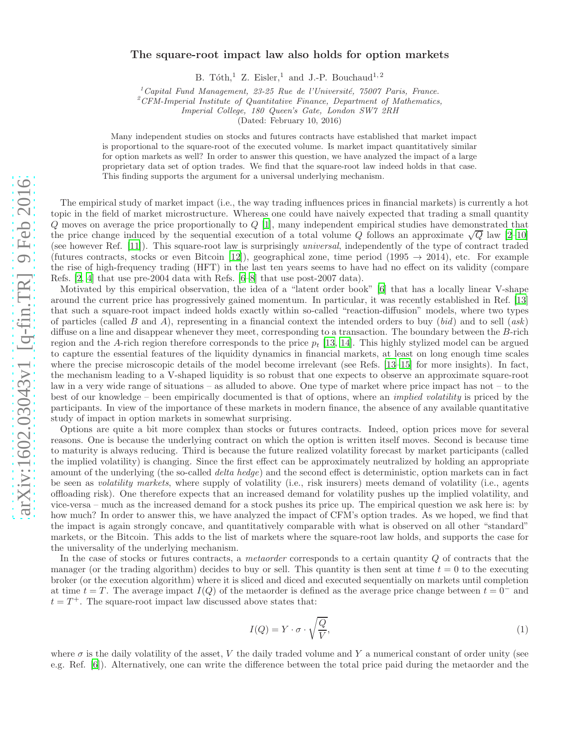# The square-root impact law also holds for option markets

B. Tóth,[1] Z. Eisler,[1] and J.-P. Bouchaud[1,2]

[1] *Capital Fund Management, 23-25 Rue de l'Université, 75007 Paris, France.*
[2] *CFM-Imperial Institute of Quantitative Finance, Department of Mathematics, Imperial College, 180 Queen's Gate, London SW7 2RH*
(Dated: February 10, 2016)

Many independent studies on stocks and futures contracts have established that market impact is proportional to the square-root of the executed volume. Is market impact quantitatively similar for option markets as well? In order to answer this question, we have analyzed the impact of a large proprietary data set of option trades. We find that the square-root law indeed holds in that case. This finding supports the argument for a universal underlying mechanism.

The empirical study of market impact (i.e., the way trading influences prices in financial markets) is currently a hot topic in the field of market microstructure. Whereas one could have naively expected that trading a small quantity $Q$ moves on average the price proportionally to $Q$ [1], many independent empirical studies have demonstrated that the price change induced by the sequential execution of a total volume $Q$ follows an approximate $\sqrt{Q}$ law [2–10] (see however Ref. [11]). This square-root law is surprisingly *universal*, independently of the type of contract traded (futures contracts, stocks or even Bitcoin [12]), geographical zone, time period (1995 → 2014), etc. For example the rise of high-frequency trading (HFT) in the last ten years seems to have had no effect on its validity (compare Refs. [2, 4] that use pre-2004 data with Refs. [6–8] that use post-2007 data).

Motivated by this empirical observation, the idea of a "latent order book" [6] that has a locally linear V-shape around the current price has progressively gained momentum. In particular, it was recently established in Ref. [13] that such a square-root impact indeed holds exactly within so-called "reaction-diffusion" models, where two types of particles (called $B$ and $A$), representing in a financial context the intended orders to buy (*bid*) and to sell (*ask*) diffuse on a line and disappear whenever they meet, corresponding to a transaction. The boundary between the $B$-rich region and the $A$-rich region therefore corresponds to the price $p_t$ [13, 14]. This highly stylized model can be argued to capture the essential features of the liquidity dynamics in financial markets, at least on long enough time scales where the precise microscopic details of the model become irrelevant (see Refs. [13–15] for more insights). In fact, the mechanism leading to a V-shaped liquidity is so robust that one expects to observe an approximate square-root law in a very wide range of situations – as alluded to above. One type of market where price impact has not – to the best of our knowledge – been empirically documented is that of options, where an *implied volatility* is priced by the participants. In view of the importance of these markets in modern finance, the absence of any available quantitative study of impact in option markets in somewhat surprising.

Options are quite a bit more complex than stocks or futures contracts. Indeed, option prices move for several reasons. One is because the underlying contract on which the option is written itself moves. Second is because time to maturity is always reducing. Third is because the future realized volatility forecast by market participants (called the implied volatility) is changing. Since the first effect can be approximately neutralized by holding an appropriate amount of the underlying (the so-called *delta hedge*) and the second effect is deterministic, option markets can in fact be seen as *volatility markets*, where supply of volatility (i.e., risk insurers) meets demand of volatility (i.e., agents offloading risk). One therefore expects that an increased demand for volatility pushes up the implied volatility, and vice-versa – much as the increased demand for a stock pushes its price up. The empirical question we ask here is: by how much? In order to answer this, we have analyzed the impact of CFM's option trades. As we hoped, we find that the impact is again strongly concave, and quantitatively comparable with what is observed on all other "standard" markets, or the Bitcoin. This adds to the list of markets where the square-root law holds, and supports the case for the universality of the underlying mechanism.

In the case of stocks or futures contracts, a *metaorder* corresponds to a certain quantity $Q$ of contracts that the manager (or the trading algorithm) decides to buy or sell. This quantity is then sent at time $t = 0$ to the executing broker (or the execution algorithm) where it is sliced and diced and executed sequentially on markets until completion at time $t = T$. The average impact $I(Q)$ of the metaorder is defined as the average price change between $t = 0^-$ and $t = T^+$. The square-root impact law discussed above states that:

$$I(Q) = Y \cdot \sigma \cdot \sqrt{\frac{Q}{V}}, \tag{1}$$

where $\sigma$ is the daily volatility of the asset, $V$ the daily traded volume and $Y$ a numerical constant of order unity (see e.g. Ref. [6]). Alternatively, one can write the difference between the total price paid during the metaorder and the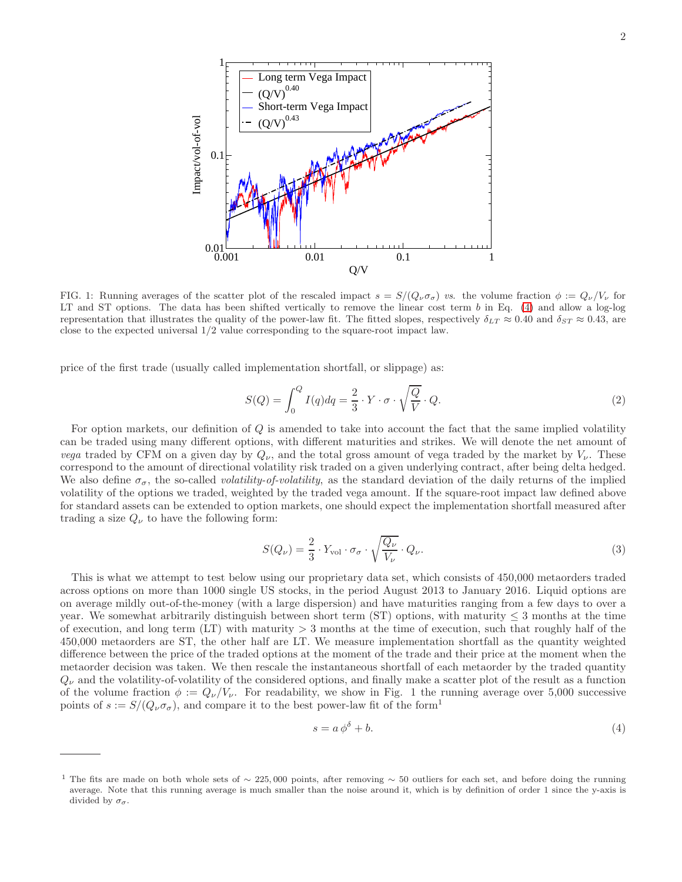FIG. 1: Running averages of the scatter plot of the rescaled impact $s = S/(Q_\nu \sigma_\sigma)$ *vs.* the volume fraction $\phi := Q_\nu/V_\nu$ for LT and ST options. The data has been shifted vertically to remove the linear cost term $b$ in Eq. (4) and allow a log-log representation that illustrates the quality of the power-law fit. The fitted slopes, respectively $\delta_{LT} \approx 0.40$ and $\delta_{ST} \approx 0.43$, are close to the expected universal 1/2 value corresponding to the square-root impact law.

price of the first trade (usually called implementation shortfall, or slippage) as:

$$S(Q) = \int_0^Q I(q)dq = \frac{2}{3} \cdot Y \cdot \sigma \cdot \sqrt{\frac{Q}{V}} \cdot Q. \tag{2}$$

For option markets, our definition of $Q$ is amended to take into account the fact that the same implied volatility can be traded using many different options, with different maturities and strikes. We will denote the net amount of *vega* traded by CFM on a given day by $Q_\nu$, and the total gross amount of vega traded by the market by $V_\nu$. These correspond to the amount of directional volatility risk traded on a given underlying contract, after being delta hedged. We also define $\sigma_\sigma$, the so-called *volatility-of-volatility*, as the standard deviation of the daily returns of the implied volatility of the options we traded, weighted by the traded vega amount. If the square-root impact law defined above for standard assets can be extended to option markets, one should expect the implementation shortfall measured after trading a size $Q_\nu$ to have the following form:

$$S(Q_\nu) = \frac{2}{3} \cdot Y_{\text{vol}} \cdot \sigma_\sigma \cdot \sqrt{\frac{Q_\nu}{V_\nu}} \cdot Q_\nu. \tag{3}$$

This is what we attempt to test below using our proprietary data set, which consists of 450,000 metaorders traded across options on more than 1000 single US stocks, in the period August 2013 to January 2016. Liquid options are on average mildly out-of-the-money (with a large dispersion) and have maturities ranging from a few days to over a year. We somewhat arbitrarily distinguish between short term (ST) options, with maturity $\leq 3$ months at the time of execution, and long term (LT) with maturity $> 3$ months at the time of execution, such that roughly half of the 450,000 metaorders are ST, the other half are LT. We measure implementation shortfall as the quantity weighted difference between the price of the traded options at the moment of the trade and their price at the moment when the metaorder decision was taken. We then rescale the instantaneous shortfall of each metaorder by the traded quantity $Q_\nu$ and the volatility-of-volatility of the considered options, and finally make a scatter plot of the result as a function of the volume fraction $\phi := Q_\nu/V_\nu$. For readability, we show in Fig. 1 the running average over 5,000 successive points of $s := S/(Q_\nu \sigma_\sigma)$, and compare it to the best power-law fit of the form[1]

$$s = a\,\phi^\delta + b. \tag{4}$$

[1] The fits are made on both whole sets of $\sim 225,000$ points, after removing $\sim 50$ outliers for each set, and before doing the running average. Note that this running average is much smaller than the noise around it, which is by definition of order 1 since the y-axis is divided by $\sigma_\sigma$.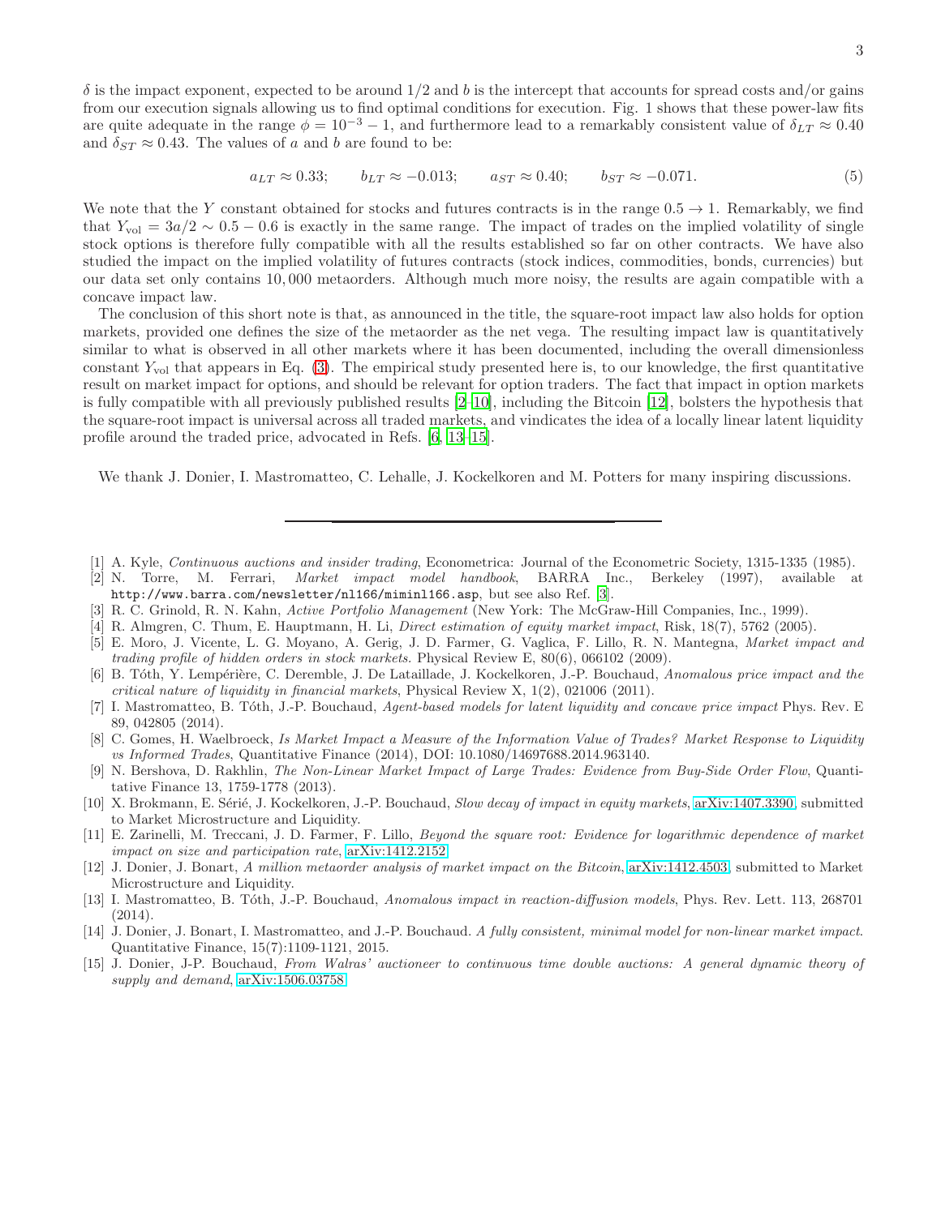$\delta$ is the impact exponent, expected to be around $1/2$ and $b$ is the intercept that accounts for spread costs and/or gains from our execution signals allowing us to find optimal conditions for execution. Fig. 1 shows that these power-law fits are quite adequate in the range $\phi = 10^{-3} - 1$, and furthermore lead to a remarkably consistent value of $\delta_{LT} \approx 0.40$ and $\delta_{ST} \approx 0.43$. The values of $a$ and $b$ are found to be:

$$a_{LT} \approx 0.33; \qquad b_{LT} \approx -0.013; \qquad a_{ST} \approx 0.40; \qquad b_{ST} \approx -0.071. \tag{5}$$

We note that the $Y$ constant obtained for stocks and futures contracts is in the range $0.5 \to 1$. Remarkably, we find that $Y_{\text{vol}} = 3a/2 \sim 0.5 - 0.6$ is exactly in the same range. The impact of trades on the implied volatility of single stock options is therefore fully compatible with all the results established so far on other contracts. We have also studied the impact on the implied volatility of futures contracts (stock indices, commodities, bonds, currencies) but our data set only contains 10,000 metaorders. Although much more noisy, the results are again compatible with a concave impact law.

The conclusion of this short note is that, as announced in the title, the square-root impact law also holds for option markets, provided one defines the size of the metaorder as the net vega. The resulting impact law is quantitatively similar to what is observed in all other markets where it has been documented, including the overall dimensionless constant $Y_{\text{vol}}$ that appears in Eq. (3). The empirical study presented here is, to our knowledge, the first quantitative result on market impact for options, and should be relevant for option traders. The fact that impact in option markets is fully compatible with all previously published results [2–10], including the Bitcoin [12], bolsters the hypothesis that the square-root impact is universal across all traded markets, and vindicates the idea of a locally linear latent liquidity profile around the traded price, advocated in Refs. [6, 13–15].

We thank J. Donier, I. Mastromatteo, C. Lehalle, J. Kockelkoren and M. Potters for many inspiring discussions.

---

[1] A. Kyle, *Continuous auctions and insider trading*, Econometrica: Journal of the Econometric Society, 1315-1335 (1985).
[2] N. Torre, M. Ferrari, *Market impact model handbook*, BARRA Inc., Berkeley (1997), available at http://www.barra.com/newsletter/nl166/miminl166.asp, but see also Ref. [3].
[3] R. C. Grinold, R. N. Kahn, *Active Portfolio Management* (New York: The McGraw-Hill Companies, Inc., 1999).
[4] R. Almgren, C. Thum, E. Hauptmann, H. Li, *Direct estimation of equity market impact*, Risk, 18(7), 5762 (2005).
[5] E. Moro, J. Vicente, L. G. Moyano, A. Gerig, J. D. Farmer, G. Vaglica, F. Lillo, R. N. Mantegna, *Market impact and trading profile of hidden orders in stock markets*. Physical Review E, 80(6), 066102 (2009).
[6] B. Tóth, Y. Lempérière, C. Deremble, J. De Lataillade, J. Kockelkoren, J.-P. Bouchaud, *Anomalous price impact and the critical nature of liquidity in financial markets*, Physical Review X, 1(2), 021006 (2011).
[7] I. Mastromatteo, B. Tóth, J.-P. Bouchaud, *Agent-based models for latent liquidity and concave price impact* Phys. Rev. E 89, 042805 (2014).
[8] C. Gomes, H. Waelbroeck, *Is Market Impact a Measure of the Information Value of Trades? Market Response to Liquidity vs Informed Trades*, Quantitative Finance (2014), DOI: 10.1080/14697688.2014.963140.
[9] N. Bershova, D. Rakhlin, *The Non-Linear Market Impact of Large Trades: Evidence from Buy-Side Order Flow*, Quantitative Finance 13, 1759-1778 (2013).
[10] X. Brokmann, E. Sérié, J. Kockelkoren, J.-P. Bouchaud, *Slow decay of impact in equity markets*, arXiv:1407.3390, submitted to Market Microstructure and Liquidity.
[11] E. Zarinelli, M. Treccani, J. D. Farmer, F. Lillo, *Beyond the square root: Evidence for logarithmic dependence of market impact on size and participation rate*, arXiv:1412.2152
[12] J. Donier, J. Bonart, *A million metaorder analysis of market impact on the Bitcoin*, arXiv:1412.4503, submitted to Market Microstructure and Liquidity.
[13] I. Mastromatteo, B. Tóth, J.-P. Bouchaud, *Anomalous impact in reaction-diffusion models*, Phys. Rev. Lett. 113, 268701 (2014).
[14] J. Donier, J. Bonart, I. Mastromatteo, and J.-P. Bouchaud. *A fully consistent, minimal model for non-linear market impact*. Quantitative Finance, 15(7):1109-1121, 2015.
[15] J. Donier, J-P. Bouchaud, *From Walras' auctioneer to continuous time double auctions: A general dynamic theory of supply and demand*, arXiv:1506.03758